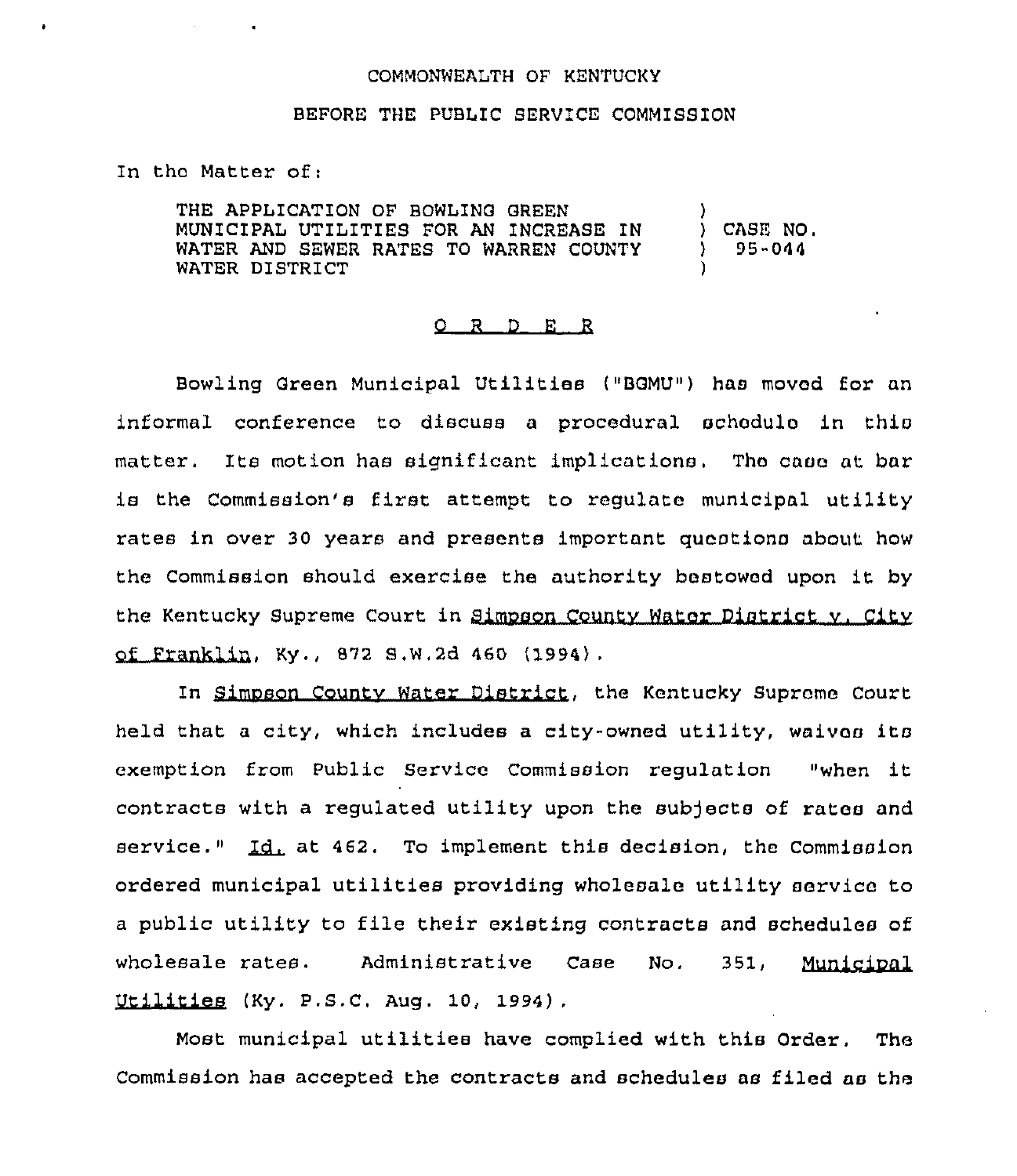COMMONWEALTH OF KENTUCKY

BEFORE THE PUBLIC SERVICE COMMISSION

In the Matter of:

THE APPLICATION OF BOWLING GREEN MUNICIPAL UTILITIES FOR AN INCREASE IN WATER AND SEWER RATES TO WARREN COUNTY WATER DISTRICT ) CASE NO. 95-044

O R D E R

Bowling Green Municipal Utilities ("BGMU") has moved for an informal conference to discuss a procedural schedule in this matter. Its motion has significant implications. The case at bar is the Commission's first attempt to regulate municipal utility rates in over 30 years and presents important questions about how the Commission should exercise the authority bestowed upon it by the Kentucky Supreme Court in Simpson County Water District v. City of Franklin, Ky., 872 S.W.2d 460 (1994).

In Simpson County Water District, the Kentucky Supreme Court held that a city, which includes a city-owned utility, waives its exemption from Public Service Commission regulation "when it contracts with a regulated utility upon the subjects of rates and service." Id. at 462. To implement this decision, the Commission ordered municipal utilities providing wholesale utility service to a public utility to file their existing contracts and schedules of wholesale rates. Administrative Case No. 351, Municipal Utilities (Ky. P.S.C. Aug. 10, 1994).

Most municipal utilities have complied with this Order. The Commission has accepted the contracts and schedules as filed as the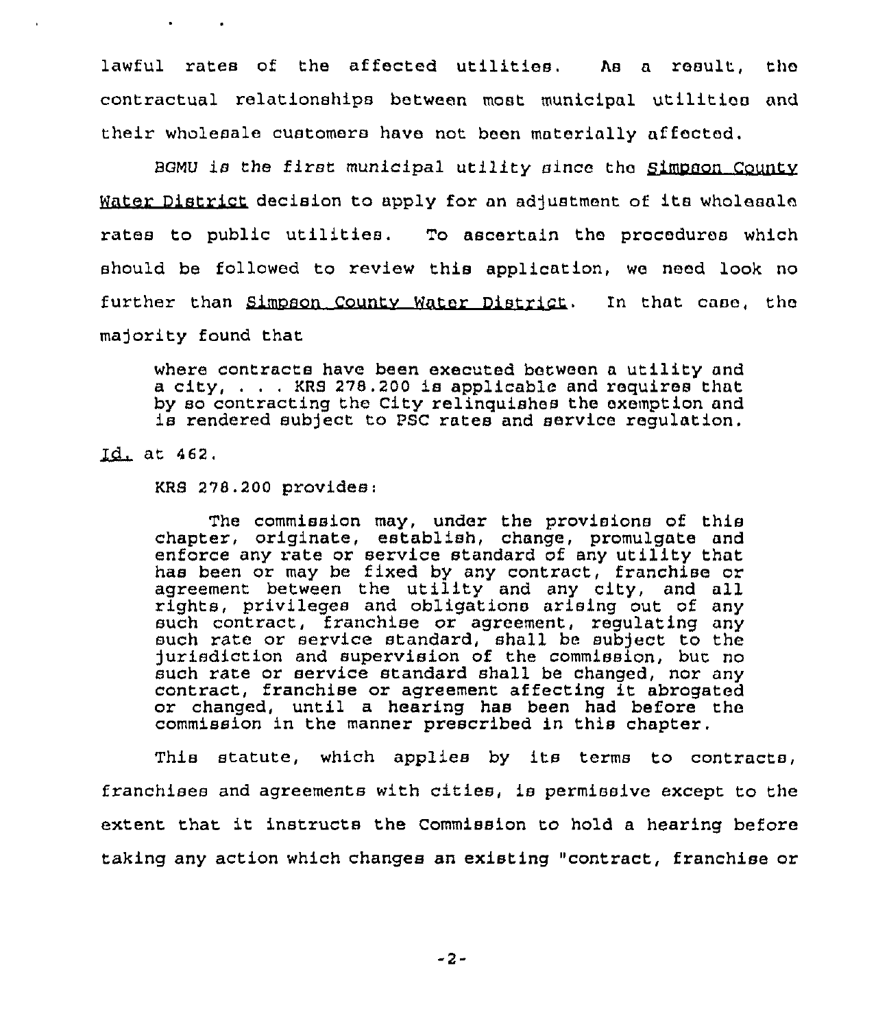lawful rates of the affected utilities. As a result, the contractual relationships between most municipal utilities and their wholesale customers have not been materially affected.

BGMU is the first municipal utility since the Simpson County Water District decision to apply for an adjustment of its wholesale rates to public utilities. To ascertain the procedures which should be followed to review this application, we need look no further than Simpson County Water District. In that case, the majority found that

> where contracts have been executed between a utility and a city, . . . KRS 278.200 is applicable and requires that by so contracting the City relinquishes the exemption and is rendered subject to PSC rates and service regulation.

Id. at 462.

KRS 278.200 provides:

> The commission may, under the provisions of this chapter, originate, establish, change, promulgate and enforce any rate or service standard of any utility that has been or may be fixed by any contract, franchise or agreement between the utility and any city, and all rights, privileges and obligations arising out of any such contract, franchise or agreement, regulating any such rate or service standard, shall be subject to the jurisdiction and supervision of the commission, but no such rate or service standard shall be changed, nor any contract, franchise or agreement affecting it abrogated or changed, until a hearing has been had before the commission in the manner prescribed in this chapter.

This statute, which applies by its terms to contracts, franchises and agreements with cities, is permissive except to the extent that it instructs the Commission to hold a hearing before taking any action which changes an existing "contract, franchise or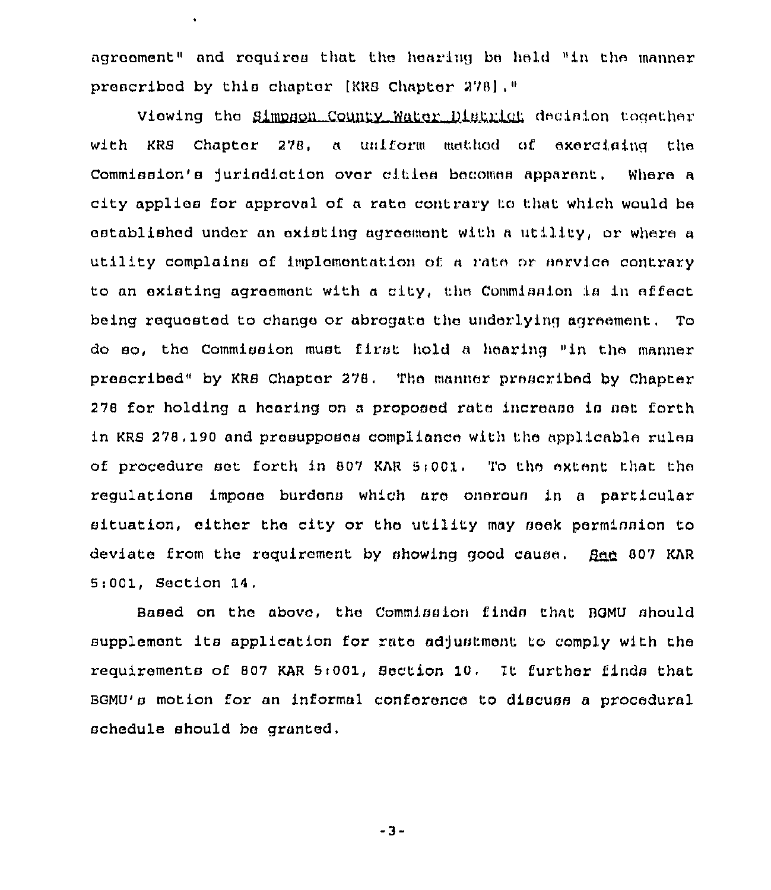agreement" and requires that the hearing be held "in the manner prescribed by this chapter [KRS Chapter 278]."

Viewing the Simpson County Water District decision together with KRS Chapter 278, a uniform method of exercising the Commission's jurisdiction over cities becomes apparent. Where a city applies for approval of a rate contrary to that which would be established under an existing agreement with a utility, or where a utility complains of implementation of a rate or service contrary to an existing agreement with a city, the Commission is in effect being requested to change or abrogate the underlying agreement. To do so, the Commission must first hold a hearing "in the manner prescribed" by KRS Chapter 278. The manner prescribed by Chapter 278 for holding a hearing on a proposed rate increase is set forth in KRS 278.190 and presupposes compliance with the applicable rules of procedure set forth in 807 KAR 5:001. To the extent that the regulations impose burdens which are onerous in a particular situation, either the city or the utility may seek permission to deviate from the requirement by showing good cause. See 807 KAR 5:001, Section 14.

Based on the above, the Commission finds that BGMU should supplement its application for rate adjustment to comply with the requirements of 807 KAR 5:001, Section 10. It further finds that BGMU's motion for an informal conference to discuss a procedural schedule should be granted.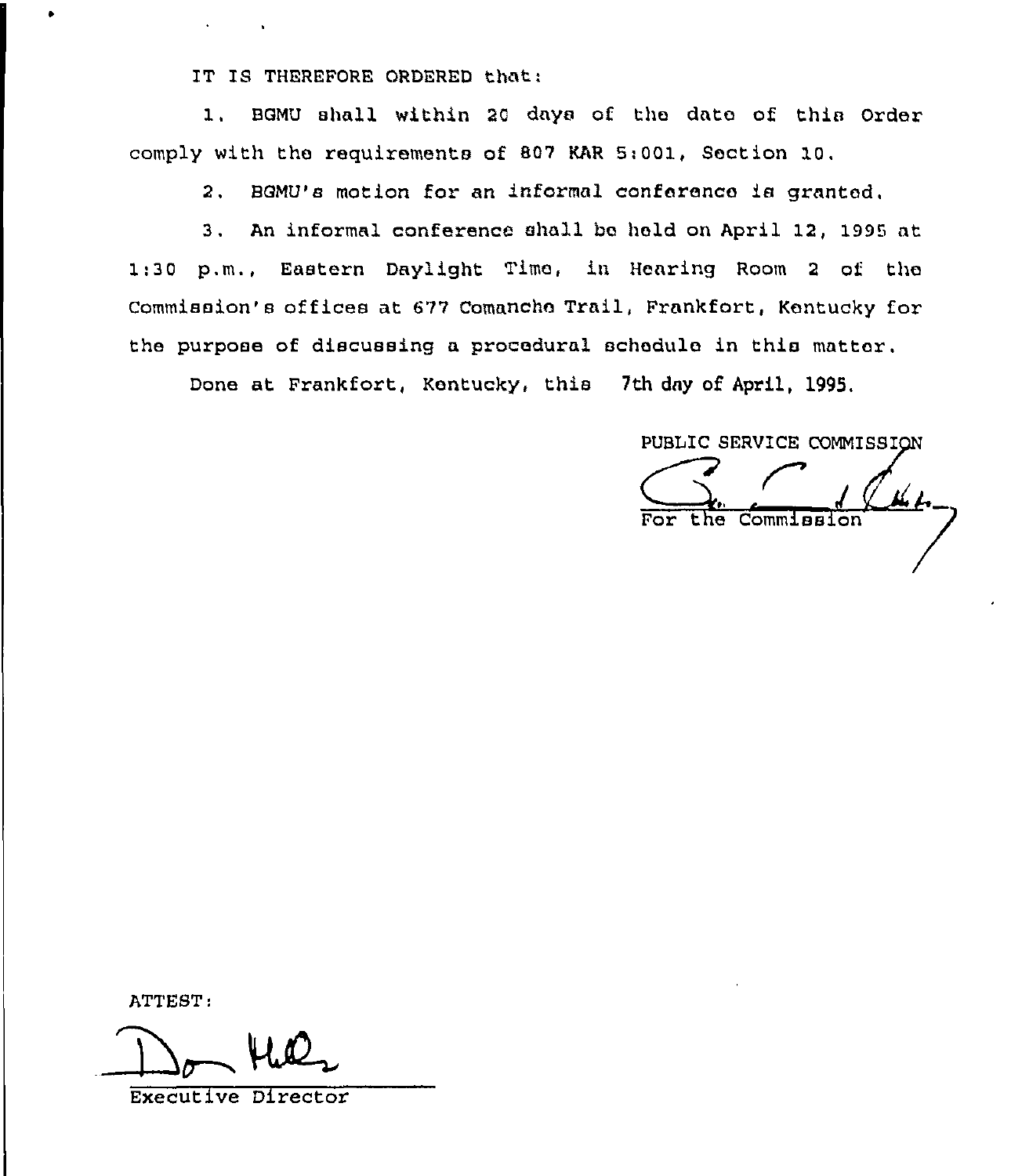IT IS THEREFORE ORDERED that:

1. BGMU shall within 20 days of the date of this Order comply with the requirements of 807 KAR 5:001, Section 10.

2. BGMU's motion for an informal conference is granted.

3. An informal conference shall be held on April 12, 1995 at 1:30 p.m., Eastern Daylight Time, in Hearing Room 2 of the Commission's offices at 677 Comanche Trail, Frankfort, Kentucky for the purpose of discussing a procedural schedule in this matter.

Done at Frankfort, Kentucky, this 7th day of April, 1995.

PUBLIC SERVICE COMMISSION

For the Commission

ATTEST:

Executive Director